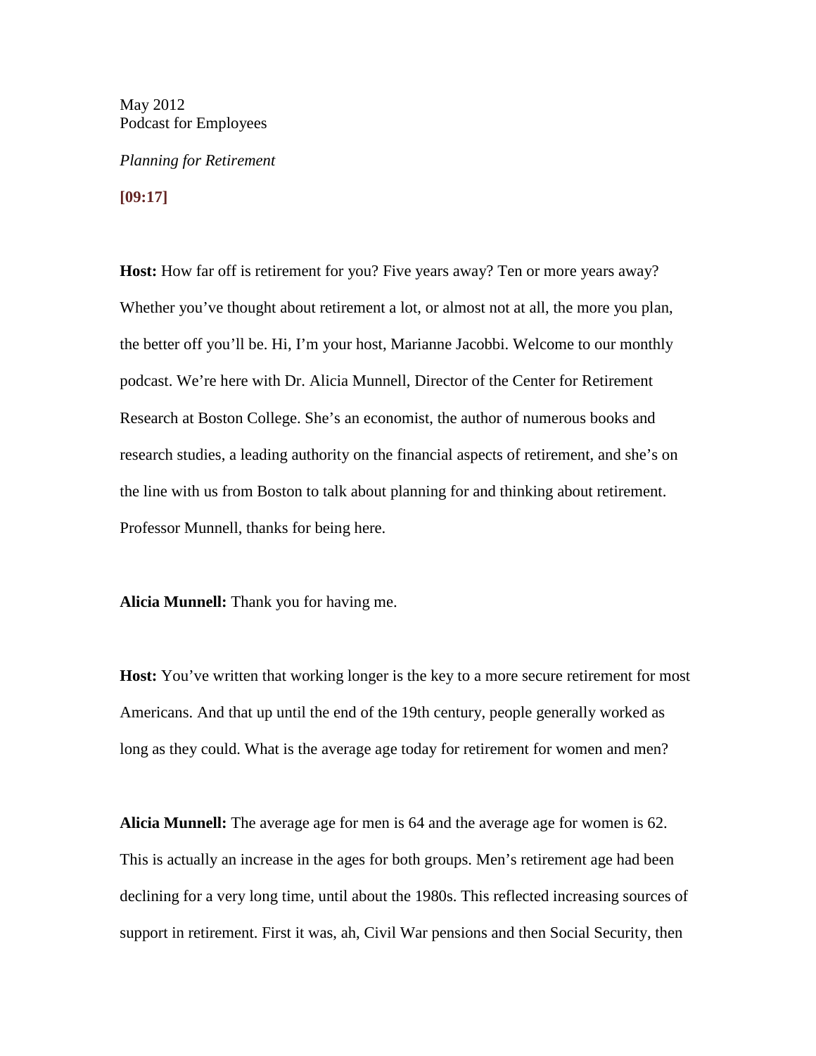May 2012
Podcast for Employees

*Planning for Retirement*

**[09:17]**

**Host:** How far off is retirement for you? Five years away? Ten or more years away? Whether you've thought about retirement a lot, or almost not at all, the more you plan, the better off you'll be. Hi, I'm your host, Marianne Jacobbi. Welcome to our monthly podcast. We're here with Dr. Alicia Munnell, Director of the Center for Retirement Research at Boston College. She's an economist, the author of numerous books and research studies, a leading authority on the financial aspects of retirement, and she's on the line with us from Boston to talk about planning for and thinking about retirement. Professor Munnell, thanks for being here.

**Alicia Munnell:** Thank you for having me.

**Host:** You've written that working longer is the key to a more secure retirement for most Americans. And that up until the end of the 19th century, people generally worked as long as they could. What is the average age today for retirement for women and men?

**Alicia Munnell:** The average age for men is 64 and the average age for women is 62. This is actually an increase in the ages for both groups. Men's retirement age had been declining for a very long time, until about the 1980s. This reflected increasing sources of support in retirement. First it was, ah, Civil War pensions and then Social Security, then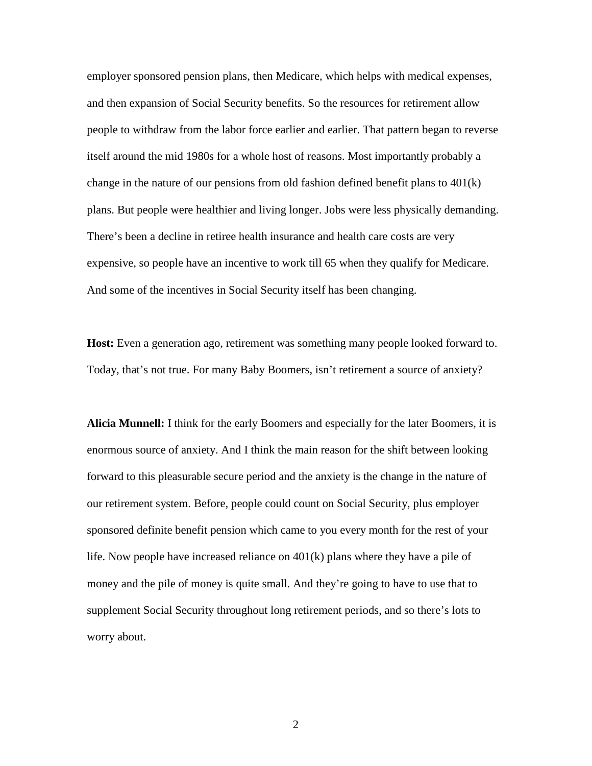employer sponsored pension plans, then Medicare, which helps with medical expenses, and then expansion of Social Security benefits. So the resources for retirement allow people to withdraw from the labor force earlier and earlier. That pattern began to reverse itself around the mid 1980s for a whole host of reasons. Most importantly probably a change in the nature of our pensions from old fashion defined benefit plans to 401(k) plans. But people were healthier and living longer. Jobs were less physically demanding. There's been a decline in retiree health insurance and health care costs are very expensive, so people have an incentive to work till 65 when they qualify for Medicare. And some of the incentives in Social Security itself has been changing.

**Host:** Even a generation ago, retirement was something many people looked forward to. Today, that's not true. For many Baby Boomers, isn't retirement a source of anxiety?

**Alicia Munnell:** I think for the early Boomers and especially for the later Boomers, it is enormous source of anxiety. And I think the main reason for the shift between looking forward to this pleasurable secure period and the anxiety is the change in the nature of our retirement system. Before, people could count on Social Security, plus employer sponsored definite benefit pension which came to you every month for the rest of your life. Now people have increased reliance on 401(k) plans where they have a pile of money and the pile of money is quite small. And they're going to have to use that to supplement Social Security throughout long retirement periods, and so there's lots to worry about.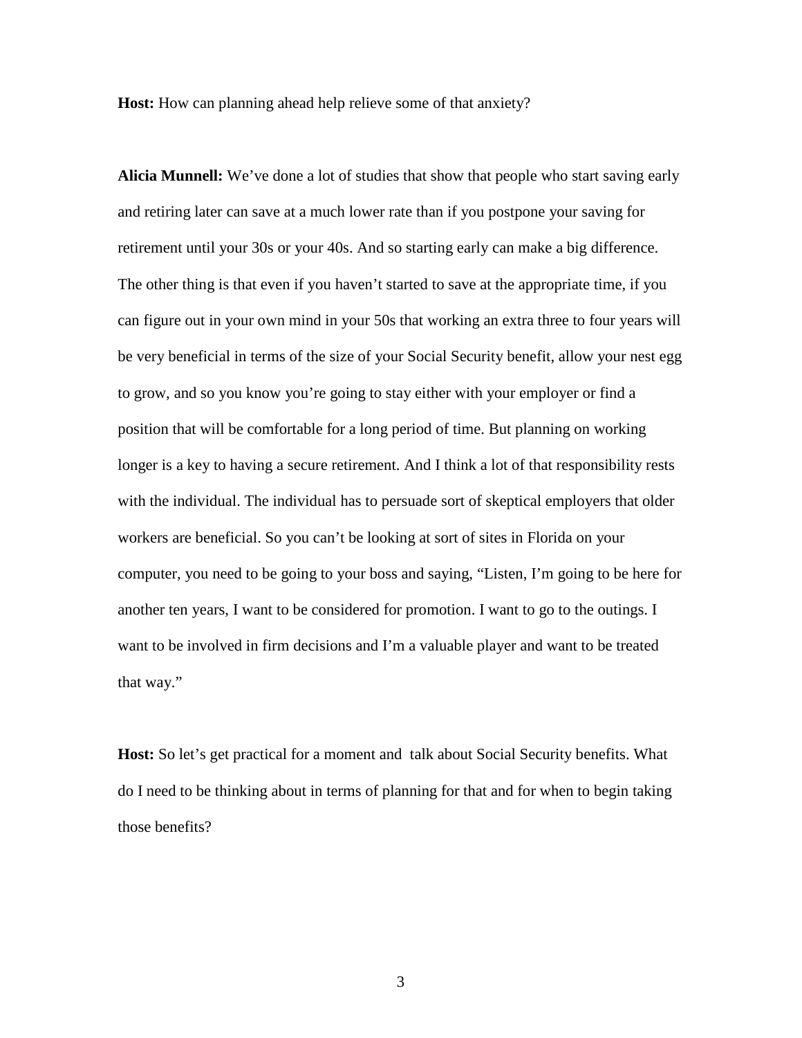**Host:** How can planning ahead help relieve some of that anxiety?

**Alicia Munnell:** We've done a lot of studies that show that people who start saving early and retiring later can save at a much lower rate than if you postpone your saving for retirement until your 30s or your 40s. And so starting early can make a big difference. The other thing is that even if you haven't started to save at the appropriate time, if you can figure out in your own mind in your 50s that working an extra three to four years will be very beneficial in terms of the size of your Social Security benefit, allow your nest egg to grow, and so you know you're going to stay either with your employer or find a position that will be comfortable for a long period of time. But planning on working longer is a key to having a secure retirement. And I think a lot of that responsibility rests with the individual. The individual has to persuade sort of skeptical employers that older workers are beneficial. So you can't be looking at sort of sites in Florida on your computer, you need to be going to your boss and saying, "Listen, I'm going to be here for another ten years, I want to be considered for promotion. I want to go to the outings. I want to be involved in firm decisions and I'm a valuable player and want to be treated that way."

**Host:** So let's get practical for a moment and talk about Social Security benefits. What do I need to be thinking about in terms of planning for that and for when to begin taking those benefits?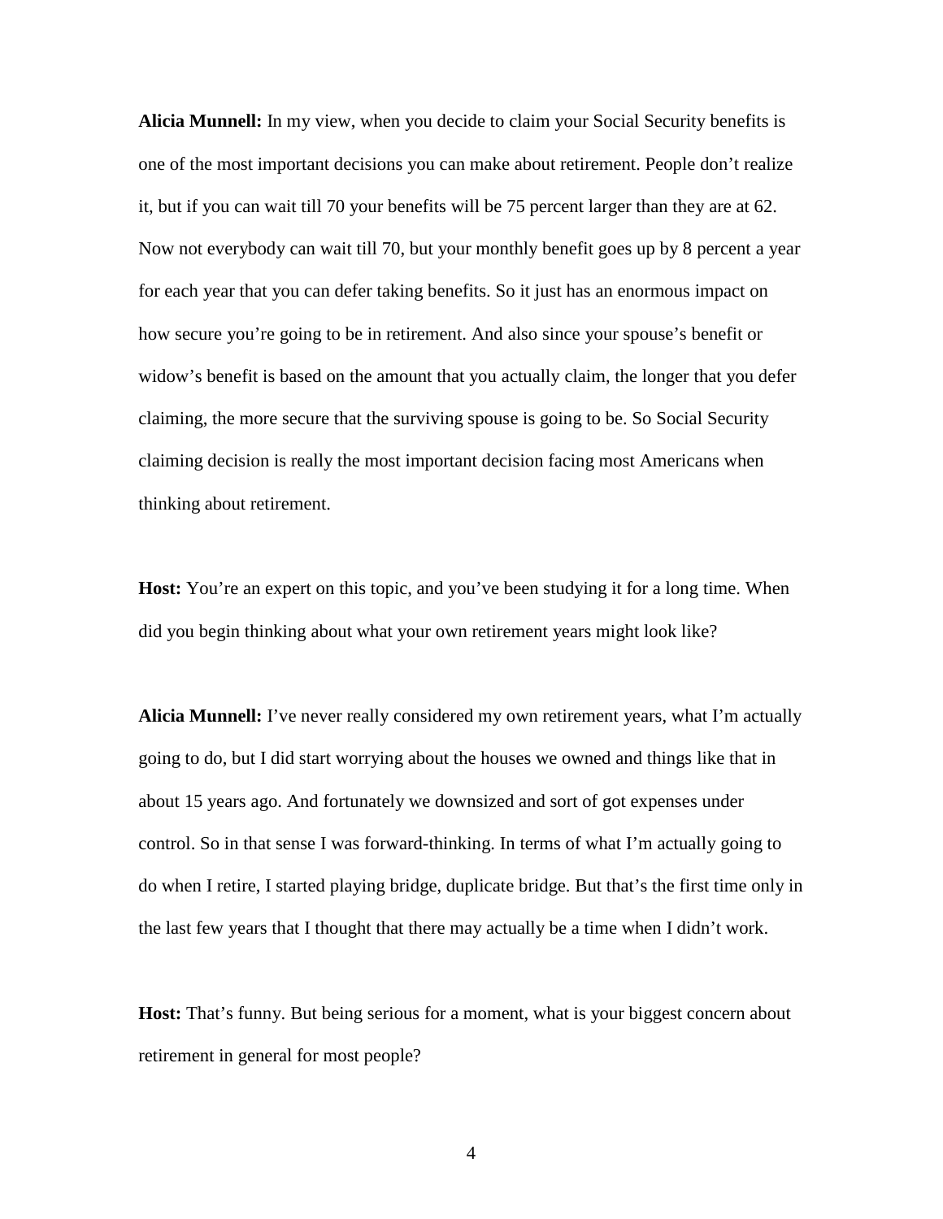**Alicia Munnell:** In my view, when you decide to claim your Social Security benefits is one of the most important decisions you can make about retirement. People don't realize it, but if you can wait till 70 your benefits will be 75 percent larger than they are at 62. Now not everybody can wait till 70, but your monthly benefit goes up by 8 percent a year for each year that you can defer taking benefits. So it just has an enormous impact on how secure you're going to be in retirement. And also since your spouse's benefit or widow's benefit is based on the amount that you actually claim, the longer that you defer claiming, the more secure that the surviving spouse is going to be. So Social Security claiming decision is really the most important decision facing most Americans when thinking about retirement.

**Host:** You're an expert on this topic, and you've been studying it for a long time. When did you begin thinking about what your own retirement years might look like?

**Alicia Munnell:** I've never really considered my own retirement years, what I'm actually going to do, but I did start worrying about the houses we owned and things like that in about 15 years ago. And fortunately we downsized and sort of got expenses under control. So in that sense I was forward-thinking. In terms of what I'm actually going to do when I retire, I started playing bridge, duplicate bridge. But that's the first time only in the last few years that I thought that there may actually be a time when I didn't work.

**Host:** That's funny. But being serious for a moment, what is your biggest concern about retirement in general for most people?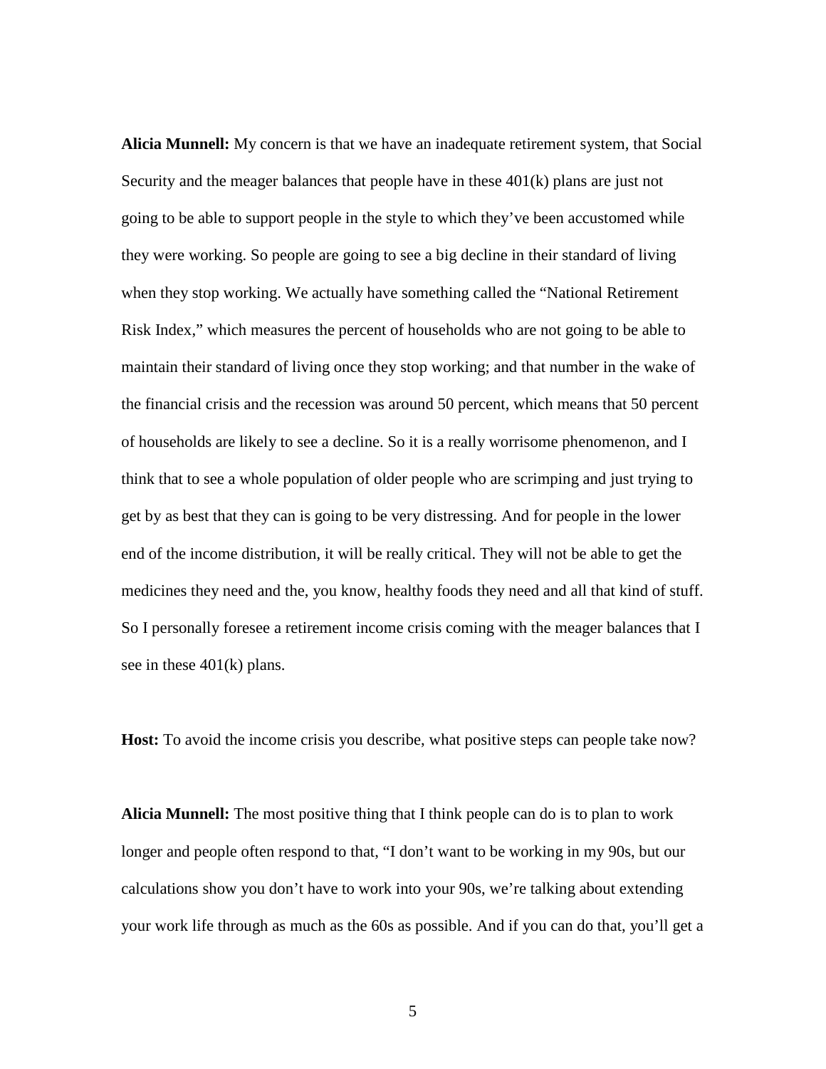**Alicia Munnell:** My concern is that we have an inadequate retirement system, that Social Security and the meager balances that people have in these 401(k) plans are just not going to be able to support people in the style to which they've been accustomed while they were working. So people are going to see a big decline in their standard of living when they stop working. We actually have something called the "National Retirement Risk Index," which measures the percent of households who are not going to be able to maintain their standard of living once they stop working; and that number in the wake of the financial crisis and the recession was around 50 percent, which means that 50 percent of households are likely to see a decline. So it is a really worrisome phenomenon, and I think that to see a whole population of older people who are scrimping and just trying to get by as best that they can is going to be very distressing. And for people in the lower end of the income distribution, it will be really critical. They will not be able to get the medicines they need and the, you know, healthy foods they need and all that kind of stuff. So I personally foresee a retirement income crisis coming with the meager balances that I see in these 401(k) plans.

**Host:** To avoid the income crisis you describe, what positive steps can people take now?

**Alicia Munnell:** The most positive thing that I think people can do is to plan to work longer and people often respond to that, "I don't want to be working in my 90s, but our calculations show you don't have to work into your 90s, we're talking about extending your work life through as much as the 60s as possible. And if you can do that, you'll get a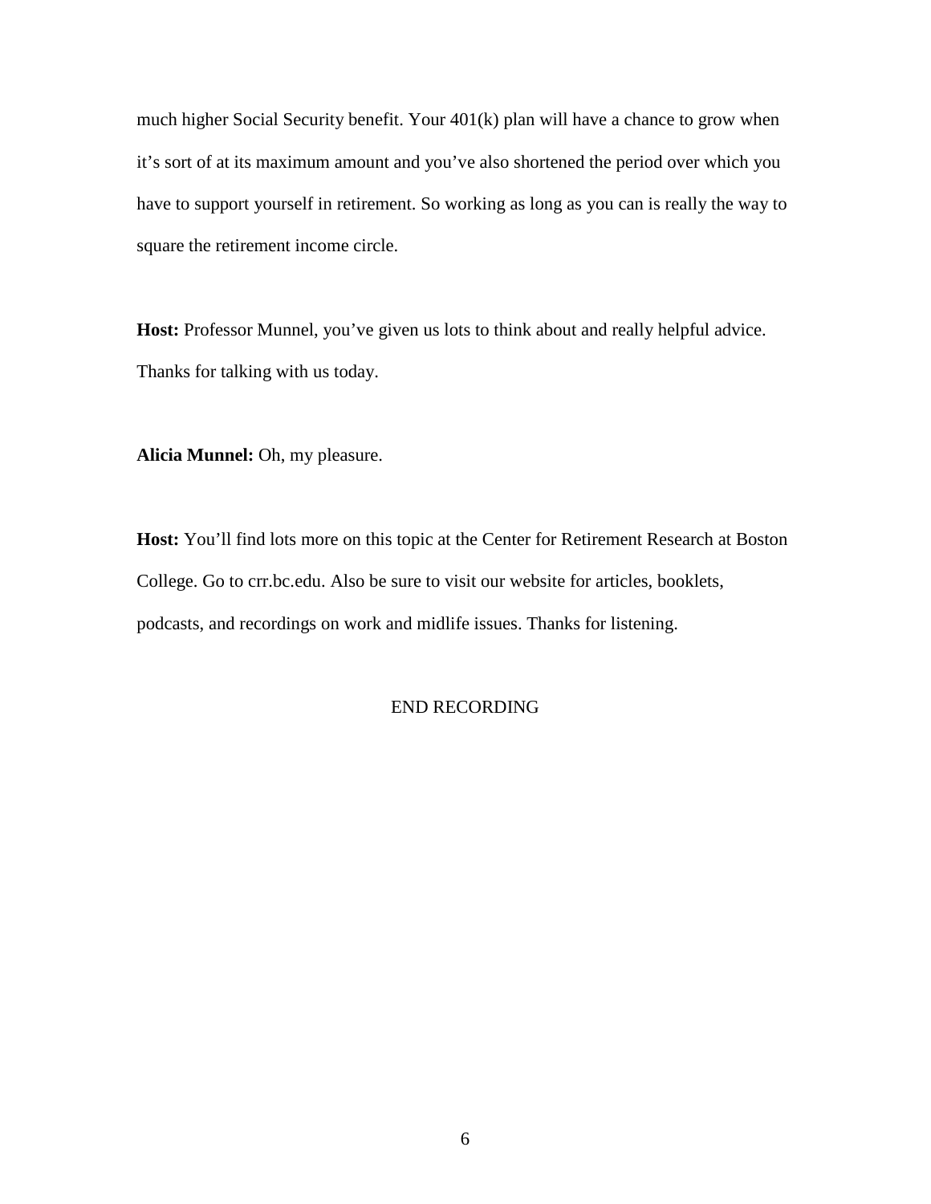much higher Social Security benefit. Your 401(k) plan will have a chance to grow when it's sort of at its maximum amount and you've also shortened the period over which you have to support yourself in retirement. So working as long as you can is really the way to square the retirement income circle.

**Host:** Professor Munnel, you've given us lots to think about and really helpful advice. Thanks for talking with us today.

**Alicia Munnel:** Oh, my pleasure.

**Host:** You'll find lots more on this topic at the Center for Retirement Research at Boston College. Go to crr.bc.edu. Also be sure to visit our website for articles, booklets, podcasts, and recordings on work and midlife issues. Thanks for listening.

END RECORDING